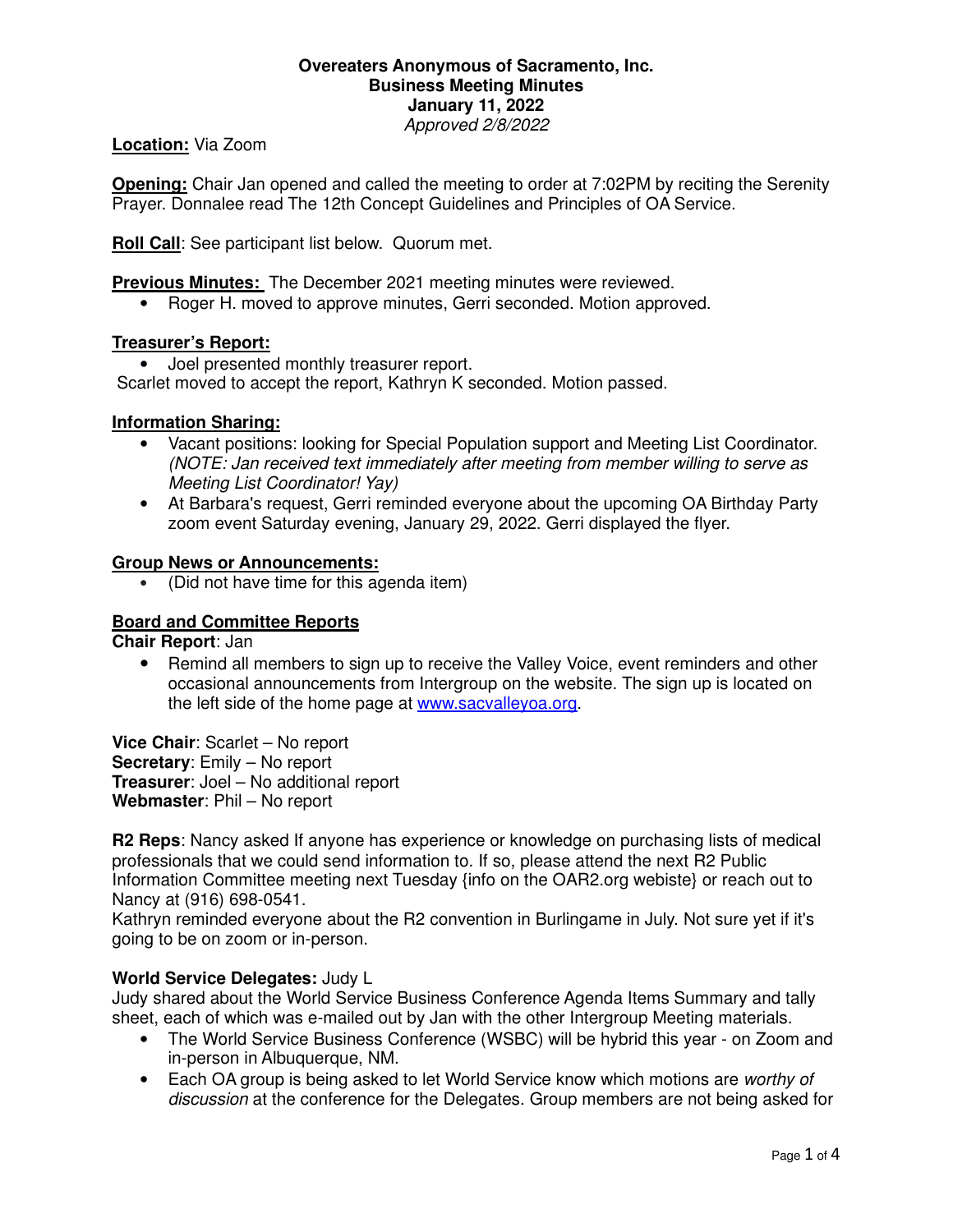**Overeaters Anonymous of Sacramento, Inc.**
**Business Meeting Minutes**
**January 11, 2022**
*Approved 2/8/2022*

**Location:** Via Zoom

**Opening:** Chair Jan opened and called the meeting to order at 7:02PM by reciting the Serenity Prayer. Donnalee read The 12th Concept Guidelines and Principles of OA Service.

**Roll Call**: See participant list below. Quorum met.

**Previous Minutes:** The December 2021 meeting minutes were reviewed.

- Roger H. moved to approve minutes, Gerri seconded. Motion approved.

**Treasurer's Report:**

- Joel presented monthly treasurer report.

Scarlet moved to accept the report, Kathryn K seconded. Motion passed.

**Information Sharing:**

- Vacant positions: looking for Special Population support and Meeting List Coordinator. *(NOTE: Jan received text immediately after meeting from member willing to serve as Meeting List Coordinator! Yay)*
- At Barbara's request, Gerri reminded everyone about the upcoming OA Birthday Party zoom event Saturday evening, January 29, 2022. Gerri displayed the flyer.

**Group News or Announcements:**

- (Did not have time for this agenda item)

**Board and Committee Reports**

**Chair Report**: Jan

- Remind all members to sign up to receive the Valley Voice, event reminders and other occasional announcements from Intergroup on the website. The sign up is located on the left side of the home page at www.sacvalleyoa.org.

**Vice Chair**: Scarlet – No report
**Secretary**: Emily – No report
**Treasurer**: Joel – No additional report
**Webmaster**: Phil – No report

**R2 Reps**: Nancy asked If anyone has experience or knowledge on purchasing lists of medical professionals that we could send information to. If so, please attend the next R2 Public Information Committee meeting next Tuesday {info on the OAR2.org webiste} or reach out to Nancy at (916) 698-0541.
Kathryn reminded everyone about the R2 convention in Burlingame in July. Not sure yet if it's going to be on zoom or in-person.

**World Service Delegates:** Judy L
Judy shared about the World Service Business Conference Agenda Items Summary and tally sheet, each of which was e-mailed out by Jan with the other Intergroup Meeting materials.

- The World Service Business Conference (WSBC) will be hybrid this year - on Zoom and in-person in Albuquerque, NM.
- Each OA group is being asked to let World Service know which motions are *worthy of discussion* at the conference for the Delegates. Group members are not being asked for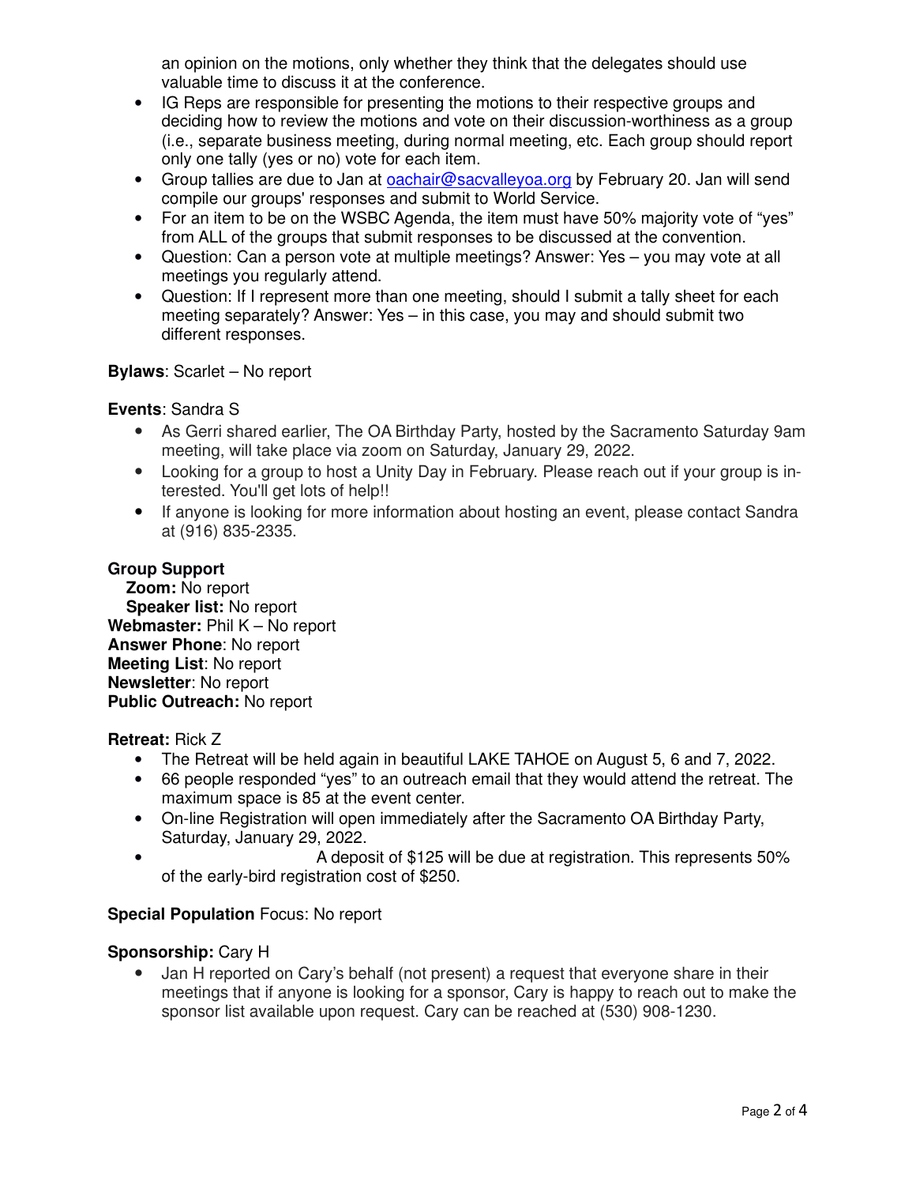an opinion on the motions, only whether they think that the delegates should use valuable time to discuss it at the conference.

- IG Reps are responsible for presenting the motions to their respective groups and deciding how to review the motions and vote on their discussion-worthiness as a group (i.e., separate business meeting, during normal meeting, etc. Each group should report only one tally (yes or no) vote for each item.
- Group tallies are due to Jan at oachair@sacvalleyoa.org by February 20. Jan will send compile our groups' responses and submit to World Service.
- For an item to be on the WSBC Agenda, the item must have 50% majority vote of "yes" from ALL of the groups that submit responses to be discussed at the convention.
- Question: Can a person vote at multiple meetings? Answer: Yes – you may vote at all meetings you regularly attend.
- Question: If I represent more than one meeting, should I submit a tally sheet for each meeting separately? Answer: Yes – in this case, you may and should submit two different responses.

**Bylaws**: Scarlet – No report

**Events**: Sandra S

- As Gerri shared earlier, The OA Birthday Party, hosted by the Sacramento Saturday 9am meeting, will take place via zoom on Saturday, January 29, 2022.
- Looking for a group to host a Unity Day in February. Please reach out if your group is interested. You'll get lots of help!!
- If anyone is looking for more information about hosting an event, please contact Sandra at (916) 835-2335.

**Group Support**
**Zoom:** No report
**Speaker list:** No report
**Webmaster:** Phil K – No report
**Answer Phone**: No report
**Meeting List**: No report
**Newsletter**: No report
**Public Outreach:** No report

**Retreat:** Rick Z

- The Retreat will be held again in beautiful LAKE TAHOE on August 5, 6 and 7, 2022.
- 66 people responded "yes" to an outreach email that they would attend the retreat. The maximum space is 85 at the event center.
- On-line Registration will open immediately after the Sacramento OA Birthday Party, Saturday, January 29, 2022.
- A deposit of $125 will be due at registration. This represents 50% of the early-bird registration cost of $250.

**Special Population** Focus: No report

**Sponsorship:** Cary H

- Jan H reported on Cary's behalf (not present) a request that everyone share in their meetings that if anyone is looking for a sponsor, Cary is happy to reach out to make the sponsor list available upon request. Cary can be reached at (530) 908-1230.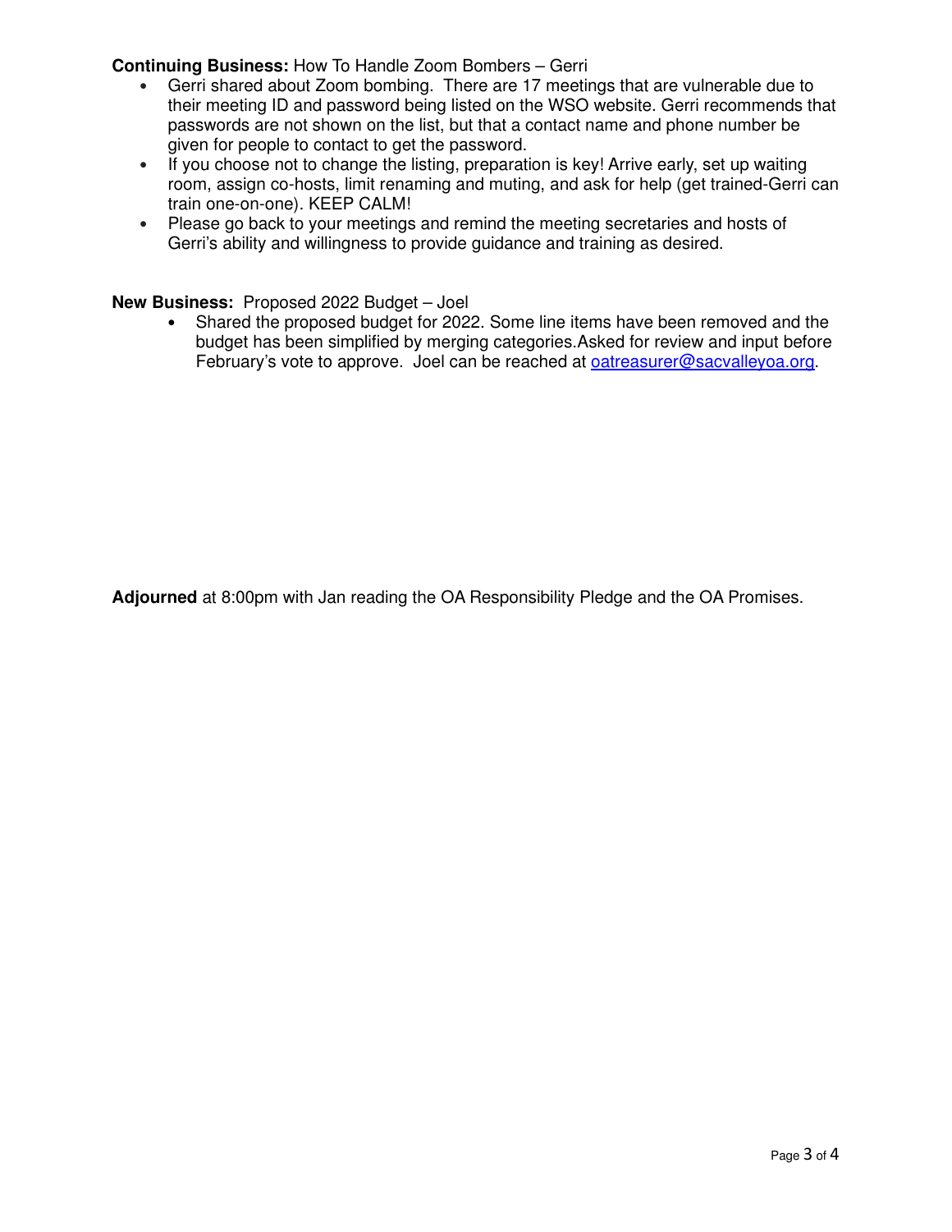**Continuing Business:** How To Handle Zoom Bombers – Gerri

- Gerri shared about Zoom bombing. There are 17 meetings that are vulnerable due to their meeting ID and password being listed on the WSO website. Gerri recommends that passwords are not shown on the list, but that a contact name and phone number be given for people to contact to get the password.
- If you choose not to change the listing, preparation is key! Arrive early, set up waiting room, assign co-hosts, limit renaming and muting, and ask for help (get trained-Gerri can train one-on-one). KEEP CALM!
- Please go back to your meetings and remind the meeting secretaries and hosts of Gerri's ability and willingness to provide guidance and training as desired.

**New Business:** Proposed 2022 Budget – Joel

- Shared the proposed budget for 2022. Some line items have been removed and the budget has been simplified by merging categories.Asked for review and input before February's vote to approve. Joel can be reached at oatreasurer@sacvalleyoa.org.

**Adjourned** at 8:00pm with Jan reading the OA Responsibility Pledge and the OA Promises.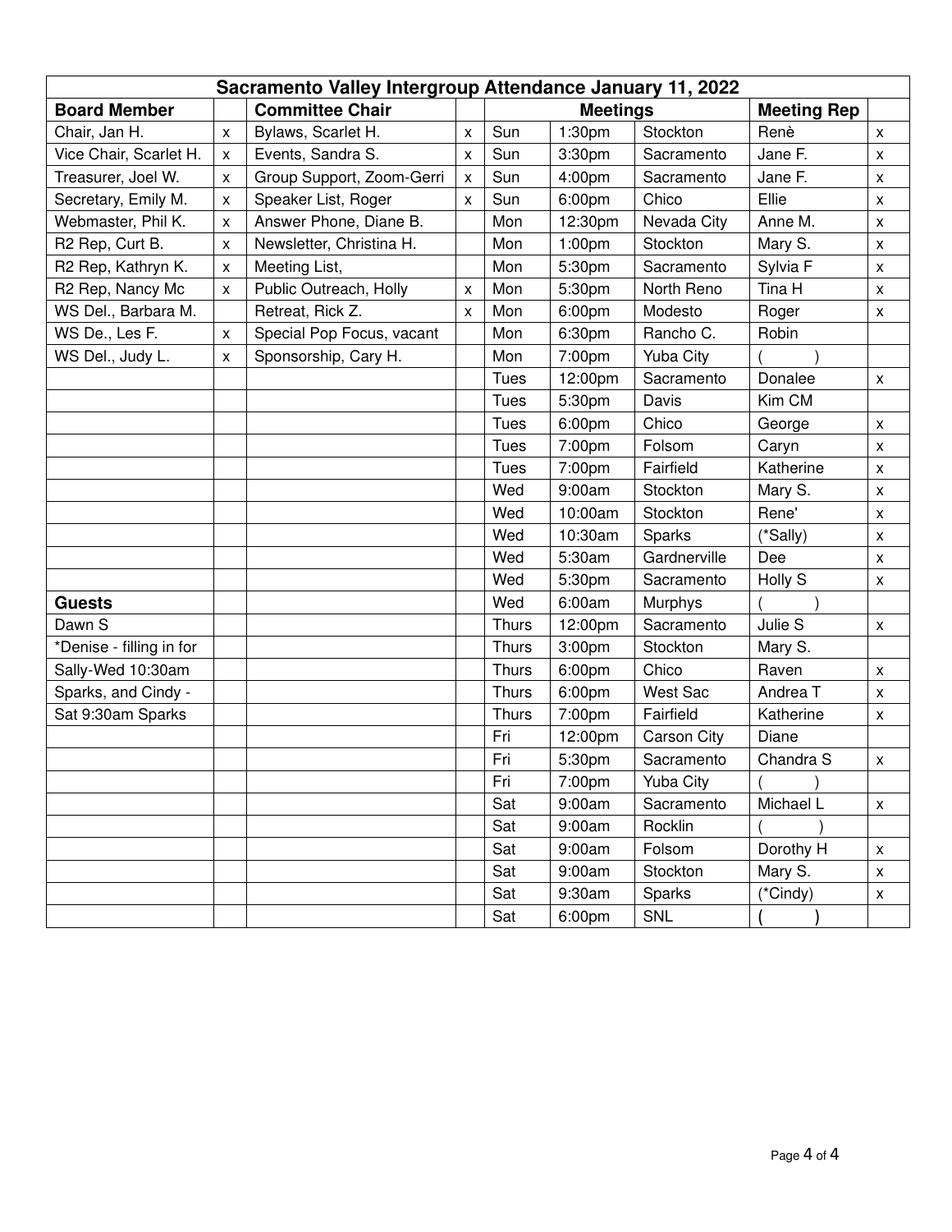| Sacramento Valley Intergroup Attendance January 11, 2022 | | | | | | | | |
|---|---|---|---|---|---|---|---|---|
| **Board Member** | | **Committee Chair** | | **Meetings** | | | **Meeting Rep** | |
| Chair, Jan H. | x | Bylaws, Scarlet H. | x | Sun | 1:30pm | Stockton | Renè | x |
| Vice Chair, Scarlet H. | x | Events, Sandra S. | x | Sun | 3:30pm | Sacramento | Jane F. | x |
| Treasurer, Joel W. | x | Group Support, Zoom-Gerri | x | Sun | 4:00pm | Sacramento | Jane F. | x |
| Secretary, Emily M. | x | Speaker List, Roger | x | Sun | 6:00pm | Chico | Ellie | x |
| Webmaster, Phil K. | x | Answer Phone, Diane B. | | Mon | 12:30pm | Nevada City | Anne M. | x |
| R2 Rep, Curt B. | x | Newsletter, Christina H. | | Mon | 1:00pm | Stockton | Mary S. | x |
| R2 Rep, Kathryn K. | x | Meeting List, | | Mon | 5:30pm | Sacramento | Sylvia F | x |
| R2 Rep, Nancy Mc | x | Public Outreach, Holly | x | Mon | 5:30pm | North Reno | Tina H | x |
| WS Del., Barbara M. | | Retreat, Rick Z. | x | Mon | 6:00pm | Modesto | Roger | x |
| WS De., Les F. | x | Special Pop Focus, vacant | | Mon | 6:30pm | Rancho C. | Robin | |
| WS Del., Judy L. | x | Sponsorship, Cary H. | | Mon | 7:00pm | Yuba City | ( ) | |
| | | | | Tues | 12:00pm | Sacramento | Donalee | x |
| | | | | Tues | 5:30pm | Davis | Kim CM | |
| | | | | Tues | 6:00pm | Chico | George | x |
| | | | | Tues | 7:00pm | Folsom | Caryn | x |
| | | | | Tues | 7:00pm | Fairfield | Katherine | x |
| | | | | Wed | 9:00am | Stockton | Mary S. | x |
| | | | | Wed | 10:00am | Stockton | Rene' | x |
| | | | | Wed | 10:30am | Sparks | (*Sally) | x |
| | | | | Wed | 5:30am | Gardnerville | Dee | x |
| | | | | Wed | 5:30pm | Sacramento | Holly S | x |
| **Guests** | | | | Wed | 6:00am | Murphys | ( ) | |
| Dawn S | | | | Thurs | 12:00pm | Sacramento | Julie S | x |
| *Denise - filling in for | | | | Thurs | 3:00pm | Stockton | Mary S. | |
| Sally-Wed 10:30am | | | | Thurs | 6:00pm | Chico | Raven | x |
| Sparks, and Cindy - | | | | Thurs | 6:00pm | West Sac | Andrea T | x |
| Sat 9:30am Sparks | | | | Thurs | 7:00pm | Fairfield | Katherine | x |
| | | | | Fri | 12:00pm | Carson City | Diane | |
| | | | | Fri | 5:30pm | Sacramento | Chandra S | x |
| | | | | Fri | 7:00pm | Yuba City | ( ) | |
| | | | | Sat | 9:00am | Sacramento | Michael L | x |
| | | | | Sat | 9:00am | Rocklin | ( ) | |
| | | | | Sat | 9:00am | Folsom | Dorothy H | x |
| | | | | Sat | 9:00am | Stockton | Mary S. | x |
| | | | | Sat | 9:30am | Sparks | (*Cindy) | x |
| | | | | Sat | 6:00pm | SNL | ( ) | |